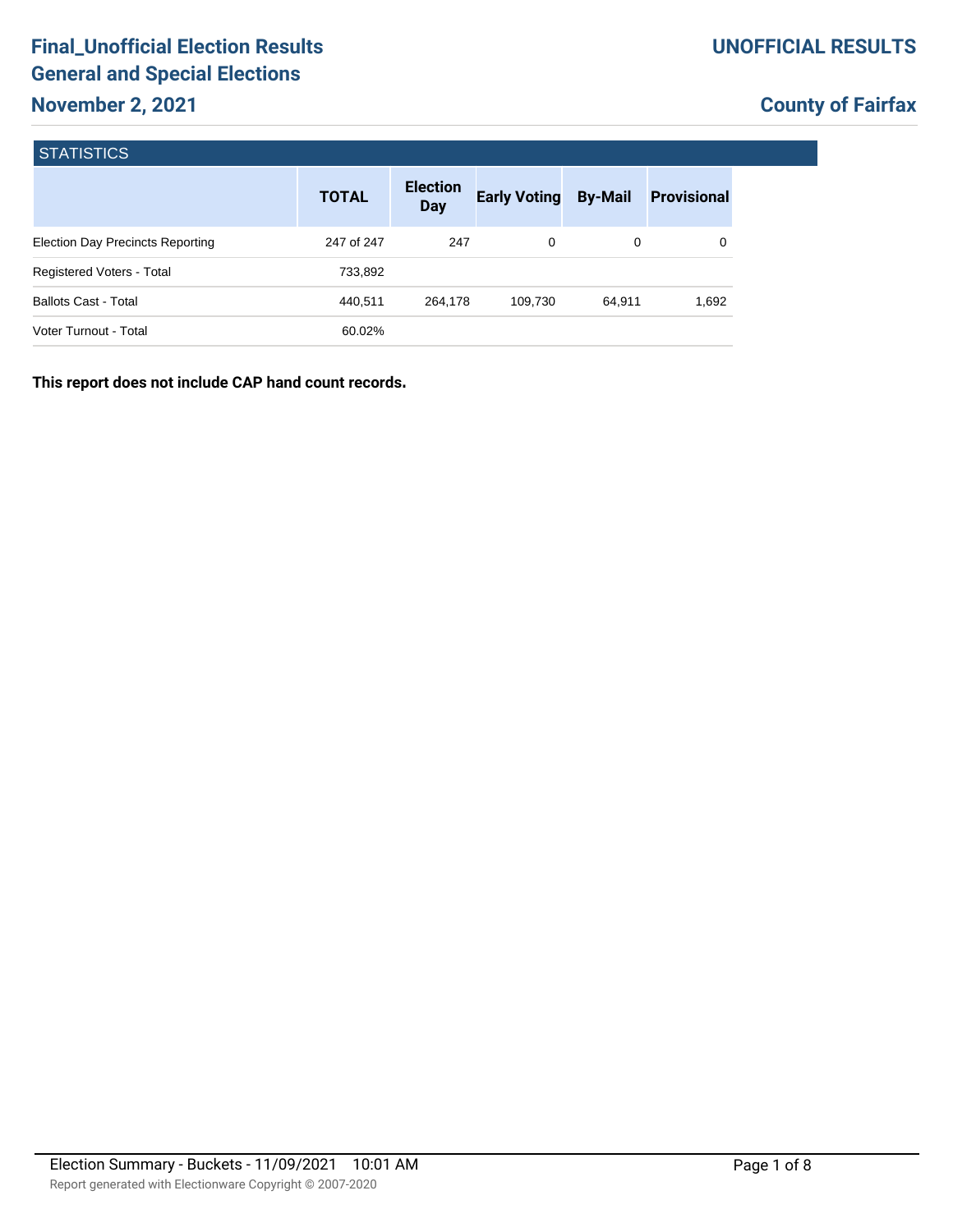# Final_Unofficial Election Results
## General and Special Elections
## November 2, 2021

**UNOFFICIAL RESULTS**

**County of Fairfax**

### STATISTICS

| | TOTAL | Election Day | Early Voting | By-Mail | Provisional |
|---|---|---|---|---|---|
| Election Day Precincts Reporting | 247 of 247 | 247 | 0 | 0 | 0 |
| Registered Voters - Total | 733,892 | | | | |
| Ballots Cast - Total | 440,511 | 264,178 | 109,730 | 64,911 | 1,692 |
| Voter Turnout - Total | 60.02% | | | | |

**This report does not include CAP hand count records.**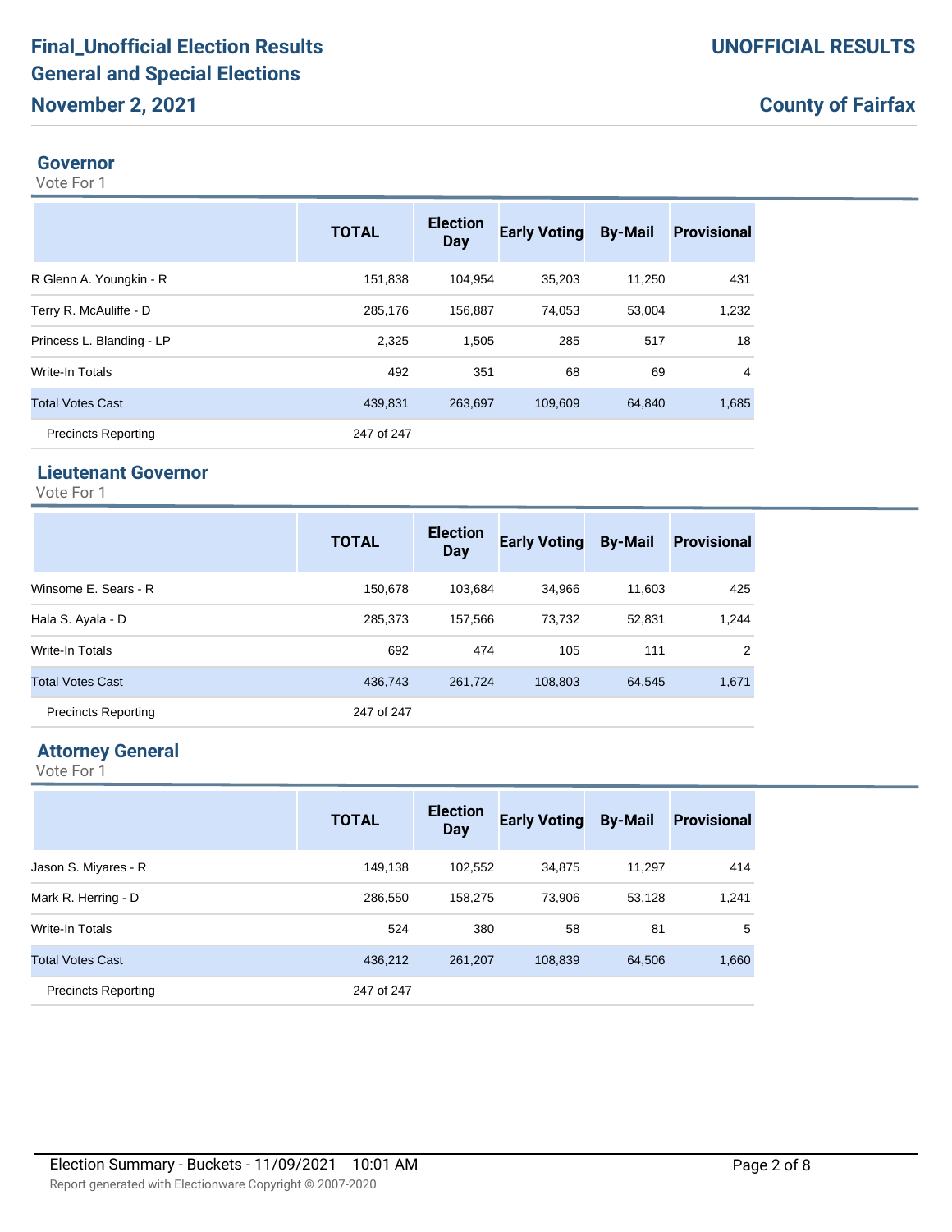# Final_Unofficial Election Results General and Special Elections November 2, 2021

**UNOFFICIAL RESULTS**

**County of Fairfax**

## Governor

Vote For 1

| | TOTAL | Election Day | Early Voting | By-Mail | Provisional |
|---|---|---|---|---|---|
| R Glenn A. Youngkin - R | 151,838 | 104,954 | 35,203 | 11,250 | 431 |
| Terry R. McAuliffe - D | 285,176 | 156,887 | 74,053 | 53,004 | 1,232 |
| Princess L. Blanding - LP | 2,325 | 1,505 | 285 | 517 | 18 |
| Write-In Totals | 492 | 351 | 68 | 69 | 4 |
| Total Votes Cast | 439,831 | 263,697 | 109,609 | 64,840 | 1,685 |
| Precincts Reporting | 247 of 247 | | | | |

## Lieutenant Governor

Vote For 1

| | TOTAL | Election Day | Early Voting | By-Mail | Provisional |
|---|---|---|---|---|---|
| Winsome E. Sears - R | 150,678 | 103,684 | 34,966 | 11,603 | 425 |
| Hala S. Ayala - D | 285,373 | 157,566 | 73,732 | 52,831 | 1,244 |
| Write-In Totals | 692 | 474 | 105 | 111 | 2 |
| Total Votes Cast | 436,743 | 261,724 | 108,803 | 64,545 | 1,671 |
| Precincts Reporting | 247 of 247 | | | | |

## Attorney General

Vote For 1

| | TOTAL | Election Day | Early Voting | By-Mail | Provisional |
|---|---|---|---|---|---|
| Jason S. Miyares - R | 149,138 | 102,552 | 34,875 | 11,297 | 414 |
| Mark R. Herring - D | 286,550 | 158,275 | 73,906 | 53,128 | 1,241 |
| Write-In Totals | 524 | 380 | 58 | 81 | 5 |
| Total Votes Cast | 436,212 | 261,207 | 108,839 | 64,506 | 1,660 |
| Precincts Reporting | 247 of 247 | | | | |

Election Summary - Buckets - 11/09/2021 10:01 AM

Report generated with Electionware Copyright © 2007-2020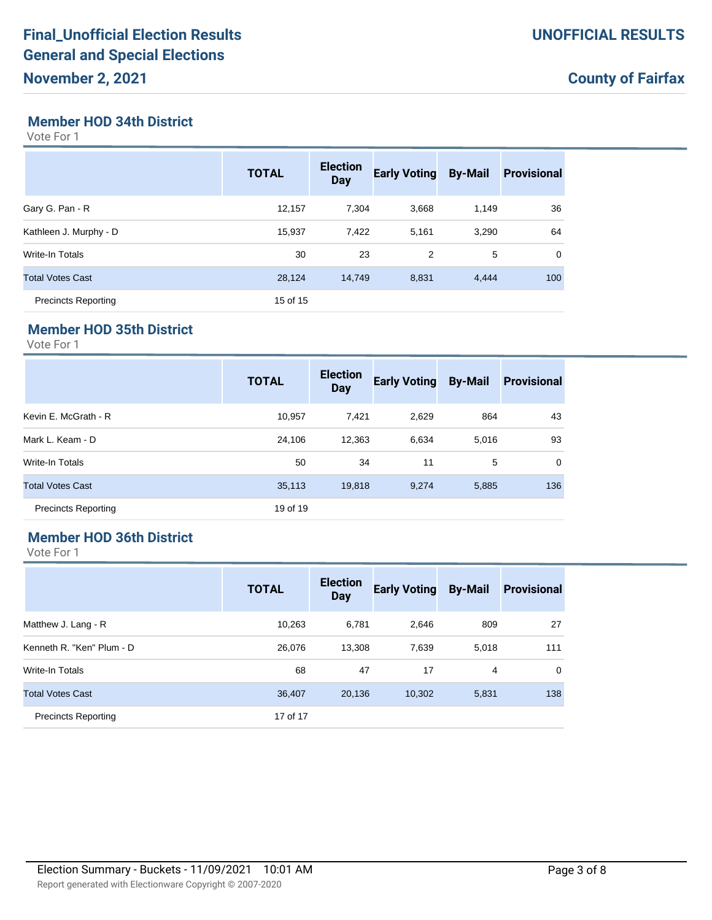## Member HOD 34th District

Vote For 1

| | TOTAL | Election Day | Early Voting | By-Mail | Provisional |
|---|---|---|---|---|---|
| Gary G. Pan - R | 12,157 | 7,304 | 3,668 | 1,149 | 36 |
| Kathleen J. Murphy - D | 15,937 | 7,422 | 5,161 | 3,290 | 64 |
| Write-In Totals | 30 | 23 | 2 | 5 | 0 |
| Total Votes Cast | 28,124 | 14,749 | 8,831 | 4,444 | 100 |
| Precincts Reporting | 15 of 15 | | | | |

## Member HOD 35th District

Vote For 1

| | TOTAL | Election Day | Early Voting | By-Mail | Provisional |
|---|---|---|---|---|---|
| Kevin E. McGrath - R | 10,957 | 7,421 | 2,629 | 864 | 43 |
| Mark L. Keam - D | 24,106 | 12,363 | 6,634 | 5,016 | 93 |
| Write-In Totals | 50 | 34 | 11 | 5 | 0 |
| Total Votes Cast | 35,113 | 19,818 | 9,274 | 5,885 | 136 |
| Precincts Reporting | 19 of 19 | | | | |

## Member HOD 36th District

Vote For 1

| | TOTAL | Election Day | Early Voting | By-Mail | Provisional |
|---|---|---|---|---|---|
| Matthew J. Lang - R | 10,263 | 6,781 | 2,646 | 809 | 27 |
| Kenneth R. "Ken" Plum - D | 26,076 | 13,308 | 7,639 | 5,018 | 111 |
| Write-In Totals | 68 | 47 | 17 | 4 | 0 |
| Total Votes Cast | 36,407 | 20,136 | 10,302 | 5,831 | 138 |
| Precincts Reporting | 17 of 17 | | | | |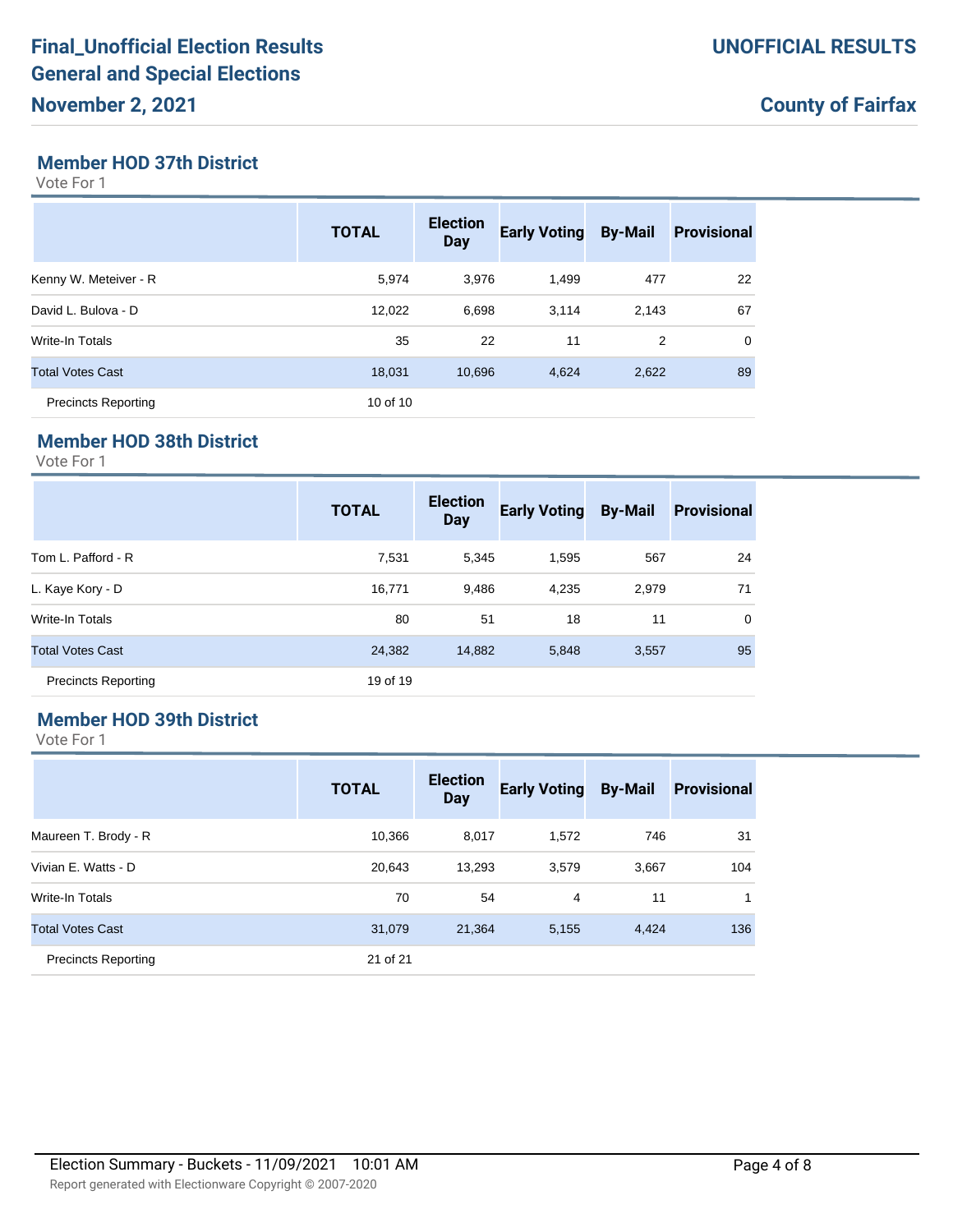## Member HOD 37th District

Vote For 1

| | TOTAL | Election Day | Early Voting | By-Mail | Provisional |
|---|---|---|---|---|---|
| Kenny W. Meteiver - R | 5,974 | 3,976 | 1,499 | 477 | 22 |
| David L. Bulova - D | 12,022 | 6,698 | 3,114 | 2,143 | 67 |
| Write-In Totals | 35 | 22 | 11 | 2 | 0 |
| Total Votes Cast | 18,031 | 10,696 | 4,624 | 2,622 | 89 |
| Precincts Reporting | 10 of 10 | | | | |

## Member HOD 38th District

Vote For 1

| | TOTAL | Election Day | Early Voting | By-Mail | Provisional |
|---|---|---|---|---|---|
| Tom L. Pafford - R | 7,531 | 5,345 | 1,595 | 567 | 24 |
| L. Kaye Kory - D | 16,771 | 9,486 | 4,235 | 2,979 | 71 |
| Write-In Totals | 80 | 51 | 18 | 11 | 0 |
| Total Votes Cast | 24,382 | 14,882 | 5,848 | 3,557 | 95 |
| Precincts Reporting | 19 of 19 | | | | |

## Member HOD 39th District

Vote For 1

| | TOTAL | Election Day | Early Voting | By-Mail | Provisional |
|---|---|---|---|---|---|
| Maureen T. Brody - R | 10,366 | 8,017 | 1,572 | 746 | 31 |
| Vivian E. Watts - D | 20,643 | 13,293 | 3,579 | 3,667 | 104 |
| Write-In Totals | 70 | 54 | 4 | 11 | 1 |
| Total Votes Cast | 31,079 | 21,364 | 5,155 | 4,424 | 136 |
| Precincts Reporting | 21 of 21 | | | | |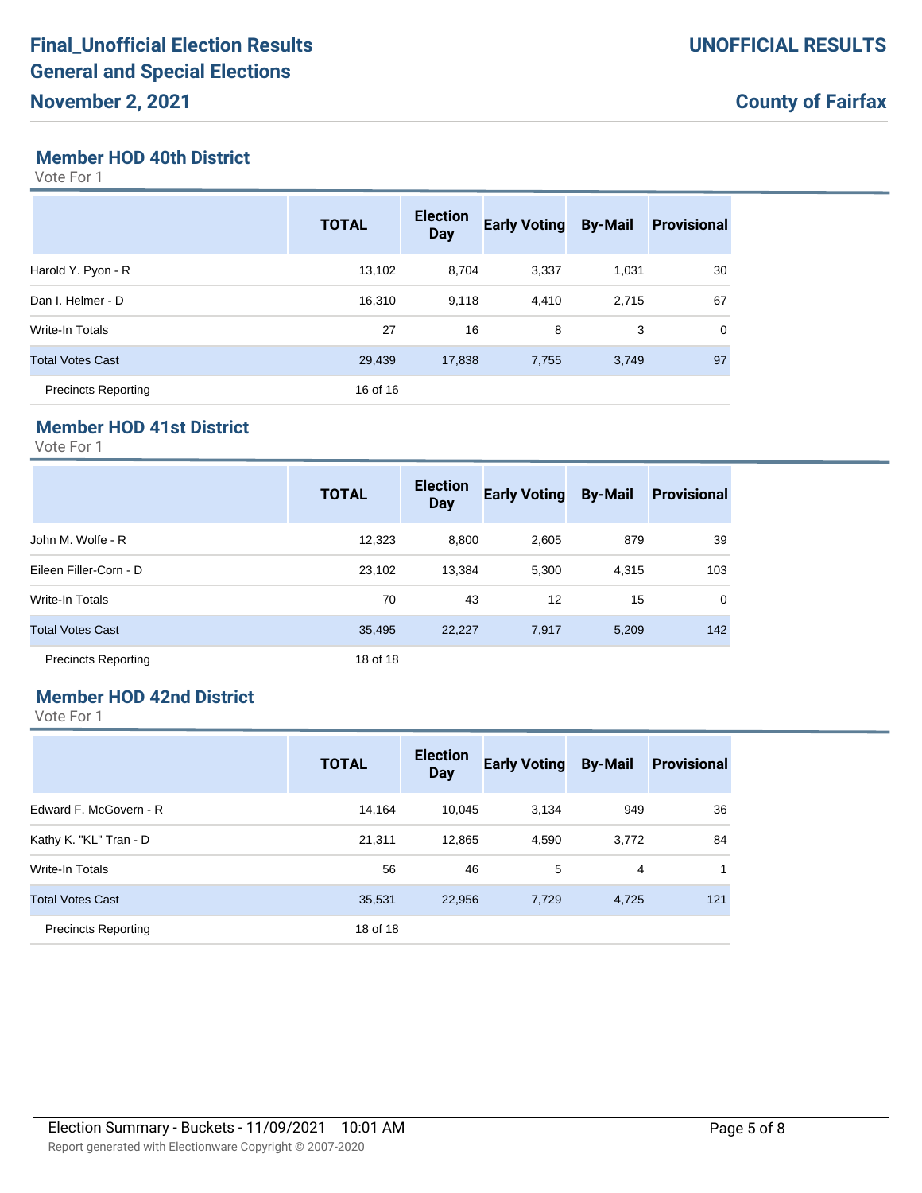## Member HOD 40th District

Vote For 1

| | TOTAL | Election Day | Early Voting | By-Mail | Provisional |
|---|---|---|---|---|---|
| Harold Y. Pyon - R | 13,102 | 8,704 | 3,337 | 1,031 | 30 |
| Dan I. Helmer - D | 16,310 | 9,118 | 4,410 | 2,715 | 67 |
| Write-In Totals | 27 | 16 | 8 | 3 | 0 |
| Total Votes Cast | 29,439 | 17,838 | 7,755 | 3,749 | 97 |
| Precincts Reporting | 16 of 16 | | | | |

## Member HOD 41st District

Vote For 1

| | TOTAL | Election Day | Early Voting | By-Mail | Provisional |
|---|---|---|---|---|---|
| John M. Wolfe - R | 12,323 | 8,800 | 2,605 | 879 | 39 |
| Eileen Filler-Corn - D | 23,102 | 13,384 | 5,300 | 4,315 | 103 |
| Write-In Totals | 70 | 43 | 12 | 15 | 0 |
| Total Votes Cast | 35,495 | 22,227 | 7,917 | 5,209 | 142 |
| Precincts Reporting | 18 of 18 | | | | |

## Member HOD 42nd District

Vote For 1

| | TOTAL | Election Day | Early Voting | By-Mail | Provisional |
|---|---|---|---|---|---|
| Edward F. McGovern - R | 14,164 | 10,045 | 3,134 | 949 | 36 |
| Kathy K. "KL" Tran - D | 21,311 | 12,865 | 4,590 | 3,772 | 84 |
| Write-In Totals | 56 | 46 | 5 | 4 | 1 |
| Total Votes Cast | 35,531 | 22,956 | 7,729 | 4,725 | 121 |
| Precincts Reporting | 18 of 18 | | | | |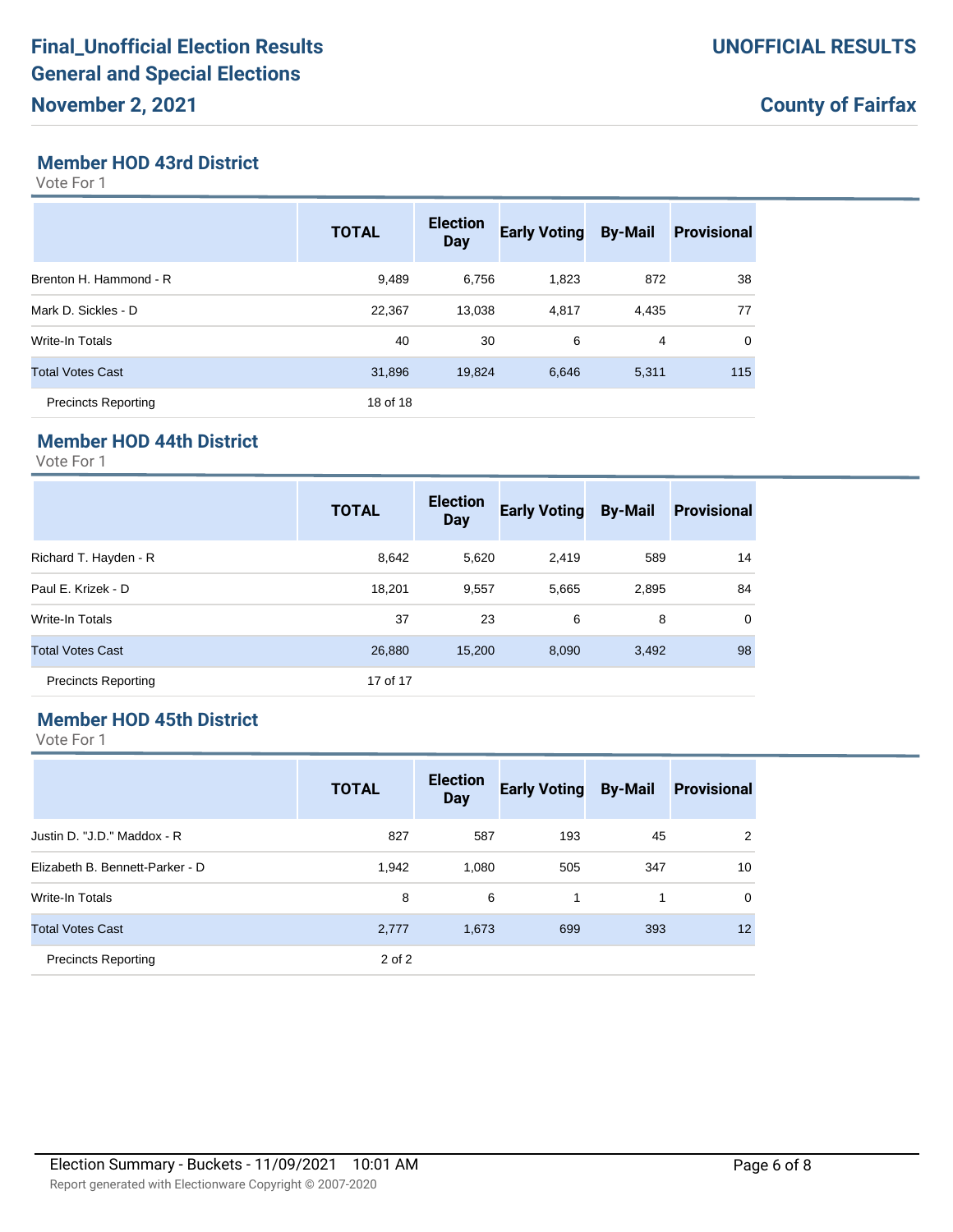## Member HOD 43rd District

Vote For 1

| | TOTAL | Election Day | Early Voting | By-Mail | Provisional |
|---|---|---|---|---|---|
| Brenton H. Hammond - R | 9,489 | 6,756 | 1,823 | 872 | 38 |
| Mark D. Sickles - D | 22,367 | 13,038 | 4,817 | 4,435 | 77 |
| Write-In Totals | 40 | 30 | 6 | 4 | 0 |
| Total Votes Cast | 31,896 | 19,824 | 6,646 | 5,311 | 115 |
| Precincts Reporting | 18 of 18 | | | | |

## Member HOD 44th District

Vote For 1

| | TOTAL | Election Day | Early Voting | By-Mail | Provisional |
|---|---|---|---|---|---|
| Richard T. Hayden - R | 8,642 | 5,620 | 2,419 | 589 | 14 |
| Paul E. Krizek - D | 18,201 | 9,557 | 5,665 | 2,895 | 84 |
| Write-In Totals | 37 | 23 | 6 | 8 | 0 |
| Total Votes Cast | 26,880 | 15,200 | 8,090 | 3,492 | 98 |
| Precincts Reporting | 17 of 17 | | | | |

## Member HOD 45th District

Vote For 1

| | TOTAL | Election Day | Early Voting | By-Mail | Provisional |
|---|---|---|---|---|---|
| Justin D. "J.D." Maddox - R | 827 | 587 | 193 | 45 | 2 |
| Elizabeth B. Bennett-Parker - D | 1,942 | 1,080 | 505 | 347 | 10 |
| Write-In Totals | 8 | 6 | 1 | 1 | 0 |
| Total Votes Cast | 2,777 | 1,673 | 699 | 393 | 12 |
| Precincts Reporting | 2 of 2 | | | | |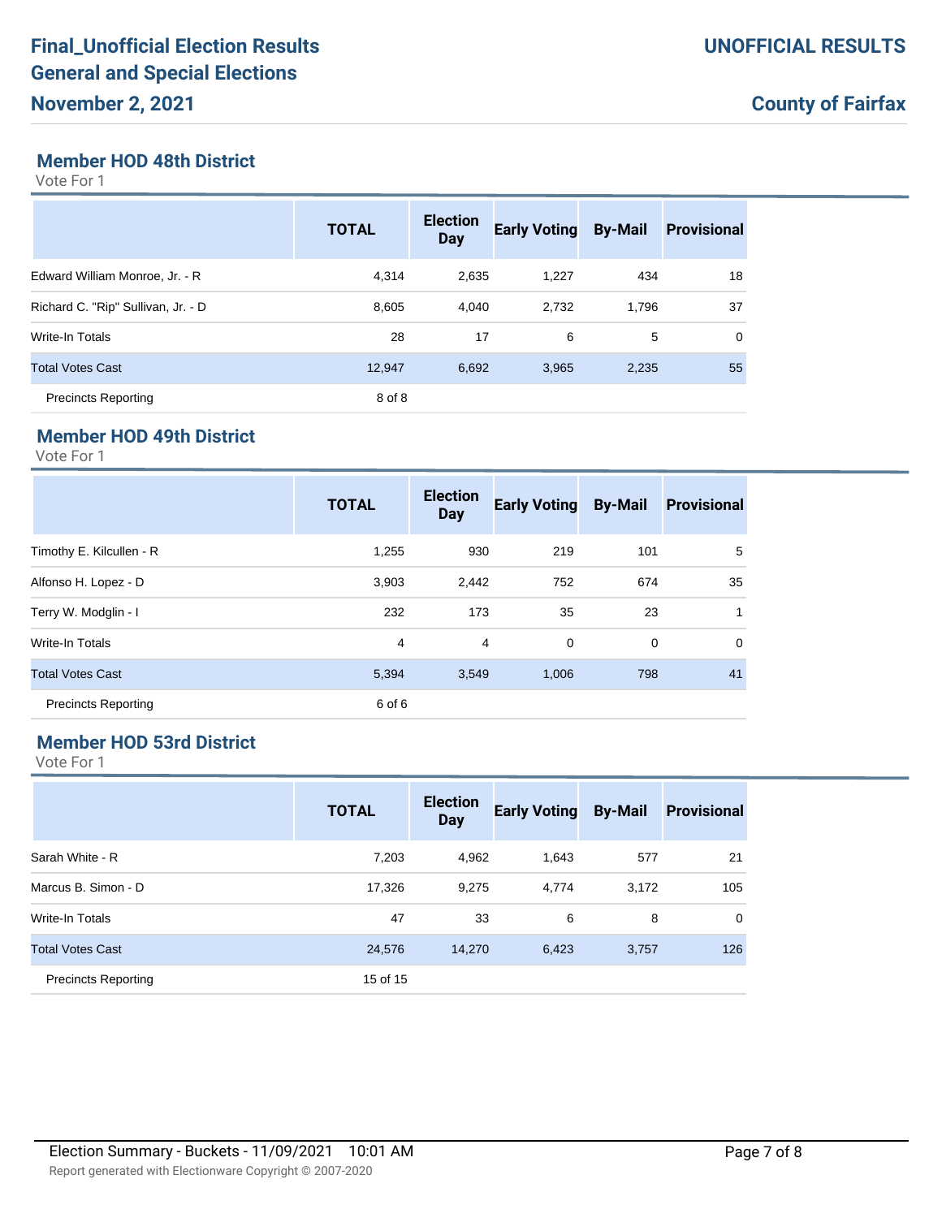## Member HOD 48th District

Vote For 1

| | TOTAL | Election Day | Early Voting | By-Mail | Provisional |
|---|---|---|---|---|---|
| Edward William Monroe, Jr. - R | 4,314 | 2,635 | 1,227 | 434 | 18 |
| Richard C. "Rip" Sullivan, Jr. - D | 8,605 | 4,040 | 2,732 | 1,796 | 37 |
| Write-In Totals | 28 | 17 | 6 | 5 | 0 |
| Total Votes Cast | 12,947 | 6,692 | 3,965 | 2,235 | 55 |
| Precincts Reporting | 8 of 8 | | | | |

## Member HOD 49th District

Vote For 1

| | TOTAL | Election Day | Early Voting | By-Mail | Provisional |
|---|---|---|---|---|---|
| Timothy E. Kilcullen - R | 1,255 | 930 | 219 | 101 | 5 |
| Alfonso H. Lopez - D | 3,903 | 2,442 | 752 | 674 | 35 |
| Terry W. Modglin - I | 232 | 173 | 35 | 23 | 1 |
| Write-In Totals | 4 | 4 | 0 | 0 | 0 |
| Total Votes Cast | 5,394 | 3,549 | 1,006 | 798 | 41 |
| Precincts Reporting | 6 of 6 | | | | |

## Member HOD 53rd District

Vote For 1

| | TOTAL | Election Day | Early Voting | By-Mail | Provisional |
|---|---|---|---|---|---|
| Sarah White - R | 7,203 | 4,962 | 1,643 | 577 | 21 |
| Marcus B. Simon - D | 17,326 | 9,275 | 4,774 | 3,172 | 105 |
| Write-In Totals | 47 | 33 | 6 | 8 | 0 |
| Total Votes Cast | 24,576 | 14,270 | 6,423 | 3,757 | 126 |
| Precincts Reporting | 15 of 15 | | | | |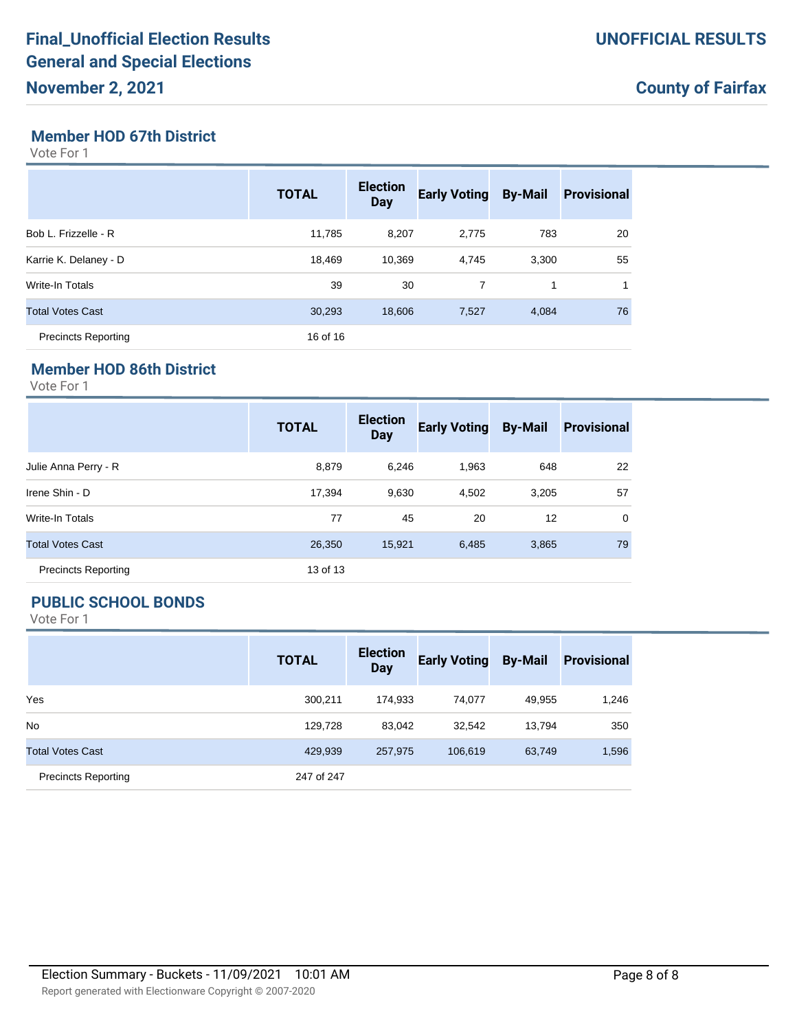# Final_Unofficial Election Results
# General and Special Elections
# November 2, 2021

UNOFFICIAL RESULTS

County of Fairfax

## Member HOD 67th District

Vote For 1

| | TOTAL | Election Day | Early Voting | By-Mail | Provisional |
|---|---|---|---|---|---|
| Bob L. Frizzelle - R | 11,785 | 8,207 | 2,775 | 783 | 20 |
| Karrie K. Delaney - D | 18,469 | 10,369 | 4,745 | 3,300 | 55 |
| Write-In Totals | 39 | 30 | 7 | 1 | 1 |
| Total Votes Cast | 30,293 | 18,606 | 7,527 | 4,084 | 76 |
| Precincts Reporting | 16 of 16 | | | | |

## Member HOD 86th District

Vote For 1

| | TOTAL | Election Day | Early Voting | By-Mail | Provisional |
|---|---|---|---|---|---|
| Julie Anna Perry - R | 8,879 | 6,246 | 1,963 | 648 | 22 |
| Irene Shin - D | 17,394 | 9,630 | 4,502 | 3,205 | 57 |
| Write-In Totals | 77 | 45 | 20 | 12 | 0 |
| Total Votes Cast | 26,350 | 15,921 | 6,485 | 3,865 | 79 |
| Precincts Reporting | 13 of 13 | | | | |

## PUBLIC SCHOOL BONDS

Vote For 1

| | TOTAL | Election Day | Early Voting | By-Mail | Provisional |
|---|---|---|---|---|---|
| Yes | 300,211 | 174,933 | 74,077 | 49,955 | 1,246 |
| No | 129,728 | 83,042 | 32,542 | 13,794 | 350 |
| Total Votes Cast | 429,939 | 257,975 | 106,619 | 63,749 | 1,596 |
| Precincts Reporting | 247 of 247 | | | | |